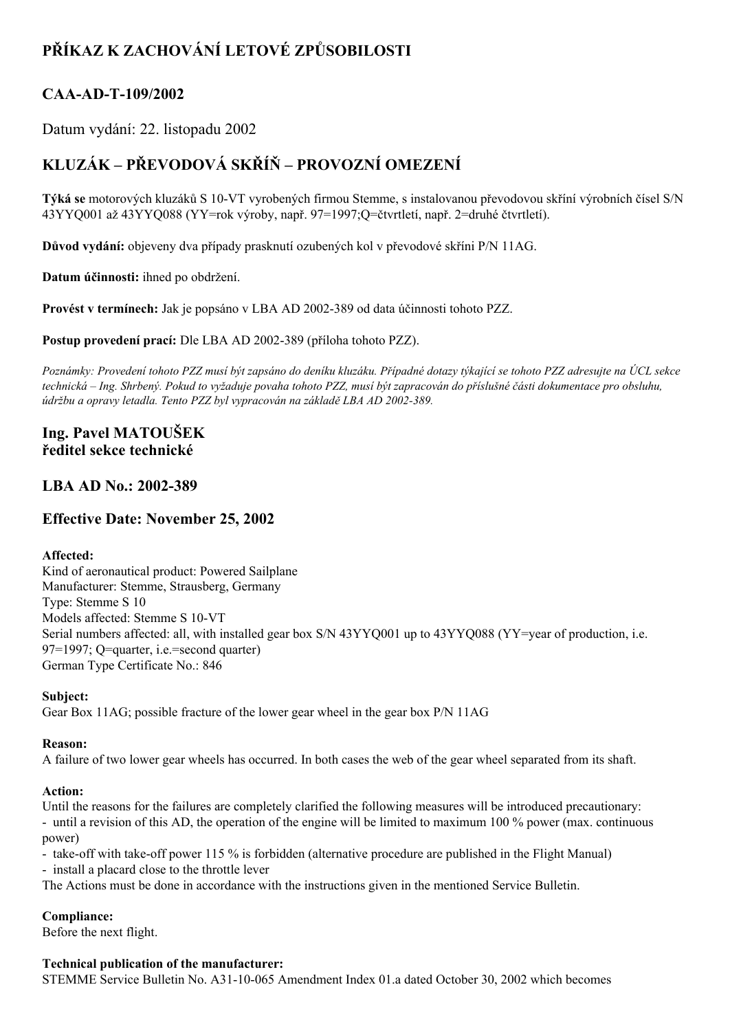## PŘÍKAZ K ZACHOVÁNÍ LETOVÉ ZPŮSOBILOSTI

## CAA-AD-T-109/2002

Datum vydání: 22. listopadu 2002

## KLUZÁK – PŘEVODOVÁ SKŘÍŇ – PROVOZNÍ OMEZENÍ

**Týká se** motorových kluzáků S 10-VT vyrobených firmou Stemme, s instalovanou převodovou skříní výrobních čísel S/N 43YYQ001 až 43YYQ088 (YY=rok výroby, např. 97=1997;Q=čtvrtletí, např. 2=druhé čtvrtletí).

**Důvod vydání:** objeveny dva případy prasknutí ozubených kol v převodové skříni P/N 11AG.

**Datum účinnosti:** ihned po obdržení.

**Provést v termínech:** Jak je popsáno v LBA AD 2002-389 od data účinnosti tohoto PZZ.

**Postup provedení prací:** Dle LBA AD 2002-389 (příloha tohoto PZZ).

*Poznámky: Provedení tohoto PZZ musí být zapsáno do deníku kluzáku. Případné dotazy týkající se tohoto PZZ adresujte na ÚCL sekce technická – Ing. Shrbený. Pokud to vyžaduje povaha tohoto PZZ, musí být zapracován do příslušné části dokumentace pro obsluhu, údržbu a opravy letadla. Tento PZZ byl vypracován na základě LBA AD 2002-389.*

### Ing. Pavel MATOUŠEK
### ředitel sekce technické

## LBA AD No.: 2002-389

## Effective Date: November 25, 2002

**Affected:**
Kind of aeronautical product: Powered Sailplane
Manufacturer: Stemme, Strausberg, Germany
Type: Stemme S 10
Models affected: Stemme S 10-VT
Serial numbers affected: all, with installed gear box S/N 43YYQ001 up to 43YYQ088 (YY=year of production, i.e. 97=1997; Q=quarter, i.e.=second quarter)
German Type Certificate No.: 846

**Subject:**
Gear Box 11AG; possible fracture of the lower gear wheel in the gear box P/N 11AG

**Reason:**
A failure of two lower gear wheels has occurred. In both cases the web of the gear wheel separated from its shaft.

**Action:**
Until the reasons for the failures are completely clarified the following measures will be introduced precautionary:
- until a revision of this AD, the operation of the engine will be limited to maximum 100 % power (max. continuous power)
- take-off with take-off power 115 % is forbidden (alternative procedure are published in the Flight Manual)
- install a placard close to the throttle lever

The Actions must be done in accordance with the instructions given in the mentioned Service Bulletin.

**Compliance:**
Before the next flight.

**Technical publication of the manufacturer:**
STEMME Service Bulletin No. A31-10-065 Amendment Index 01.a dated October 30, 2002 which becomes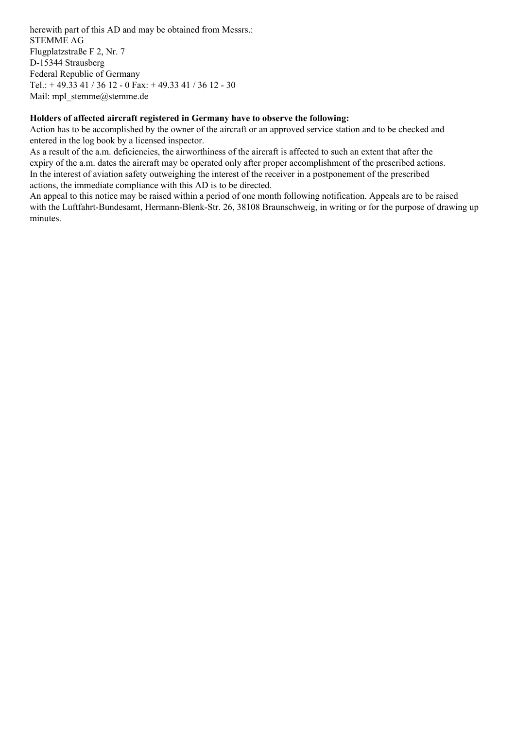herewith part of this AD and may be obtained from Messrs.:
STEMME AG
Flugplatzstraße F 2, Nr. 7
D-15344 Strausberg
Federal Republic of Germany
Tel.: + 49.33 41 / 36 12 - 0 Fax: + 49.33 41 / 36 12 - 30
Mail: mpl_stemme@stemme.de

**Holders of affected aircraft registered in Germany have to observe the following:**

Action has to be accomplished by the owner of the aircraft or an approved service station and to be checked and entered in the log book by a licensed inspector.

As a result of the a.m. deficiencies, the airworthiness of the aircraft is affected to such an extent that after the expiry of the a.m. dates the aircraft may be operated only after proper accomplishment of the prescribed actions.

In the interest of aviation safety outweighing the interest of the receiver in a postponement of the prescribed actions, the immediate compliance with this AD is to be directed.

An appeal to this notice may be raised within a period of one month following notification. Appeals are to be raised with the Luftfahrt-Bundesamt, Hermann-Blenk-Str. 26, 38108 Braunschweig, in writing or for the purpose of drawing up minutes.